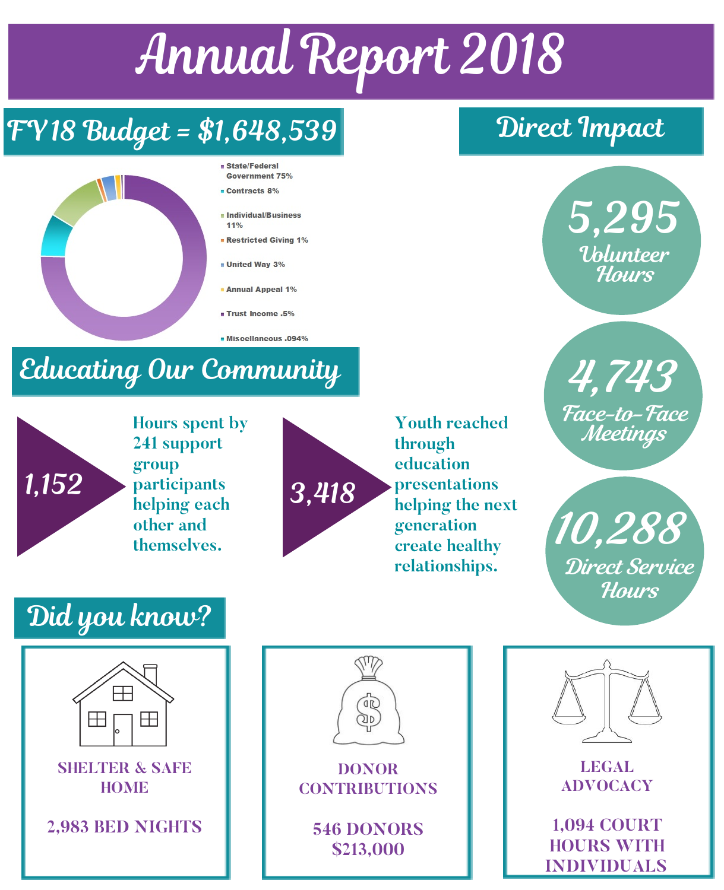# Annual Report 2018

## FY18 Budget = $1,648,539

- State/Federal Government 75%
- Contracts 8%
- Individual/Business 11%
- Restricted Giving 1%
- United Way 3%
- Annual Appeal 1%
- Trust Income .5%
- Miscellaneous .094%

## Direct Impact

**5,295** Volunteer Hours

**4,743** Face-to-Face Meetings

**10,288** Direct Service Hours

## Educating Our Community

**1,152** Hours spent by 241 support group participants helping each other and themselves.

**3,418** Youth reached through education presentations helping the next generation create healthy relationships.

## Did you know?

**SHELTER & SAFE HOME**

2,983 BED NIGHTS

**DONOR CONTRIBUTIONS**

546 DONORS
$213,000

**LEGAL ADVOCACY**

1,094 COURT HOURS WITH INDIVIDUALS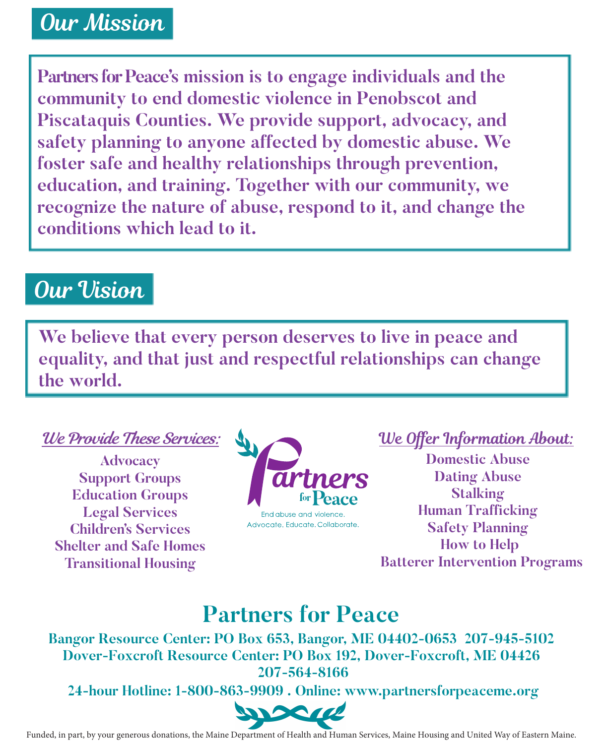## Our Mission

**Partners for Peace's mission is to engage individuals and the community to end domestic violence in Penobscot and Piscataquis Counties. We provide support, advocacy, and safety planning to anyone affected by domestic abuse. We foster safe and healthy relationships through prevention, education, and training. Together with our community, we recognize the nature of abuse, respond to it, and change the conditions which lead to it.**

## Our Vision

**We believe that every person deserves to live in peace and equality, and that just and respectful relationships can change the world.**

### *We Provide These Services:*

Advocacy
Support Groups
Education Groups
Legal Services
Children's Services
Shelter and Safe Homes
Transitional Housing

Partners for Peace
End abuse and violence.
Advocate. Educate. Collaborate.

### *We Offer Information About:*

Domestic Abuse
Dating Abuse
Stalking
Human Trafficking
Safety Planning
How to Help
Batterer Intervention Programs

# Partners for Peace

**Bangor Resource Center: PO Box 653, Bangor, ME 04402-0653 207-945-5102**
**Dover-Foxcroft Resource Center: PO Box 192, Dover-Foxcroft, ME 04426 207-564-8166**
**24-hour Hotline: 1-800-863-9909 . Online: www.partnersforpeaceme.org**

Funded, in part, by your generous donations, the Maine Department of Health and Human Services, Maine Housing and United Way of Eastern Maine.